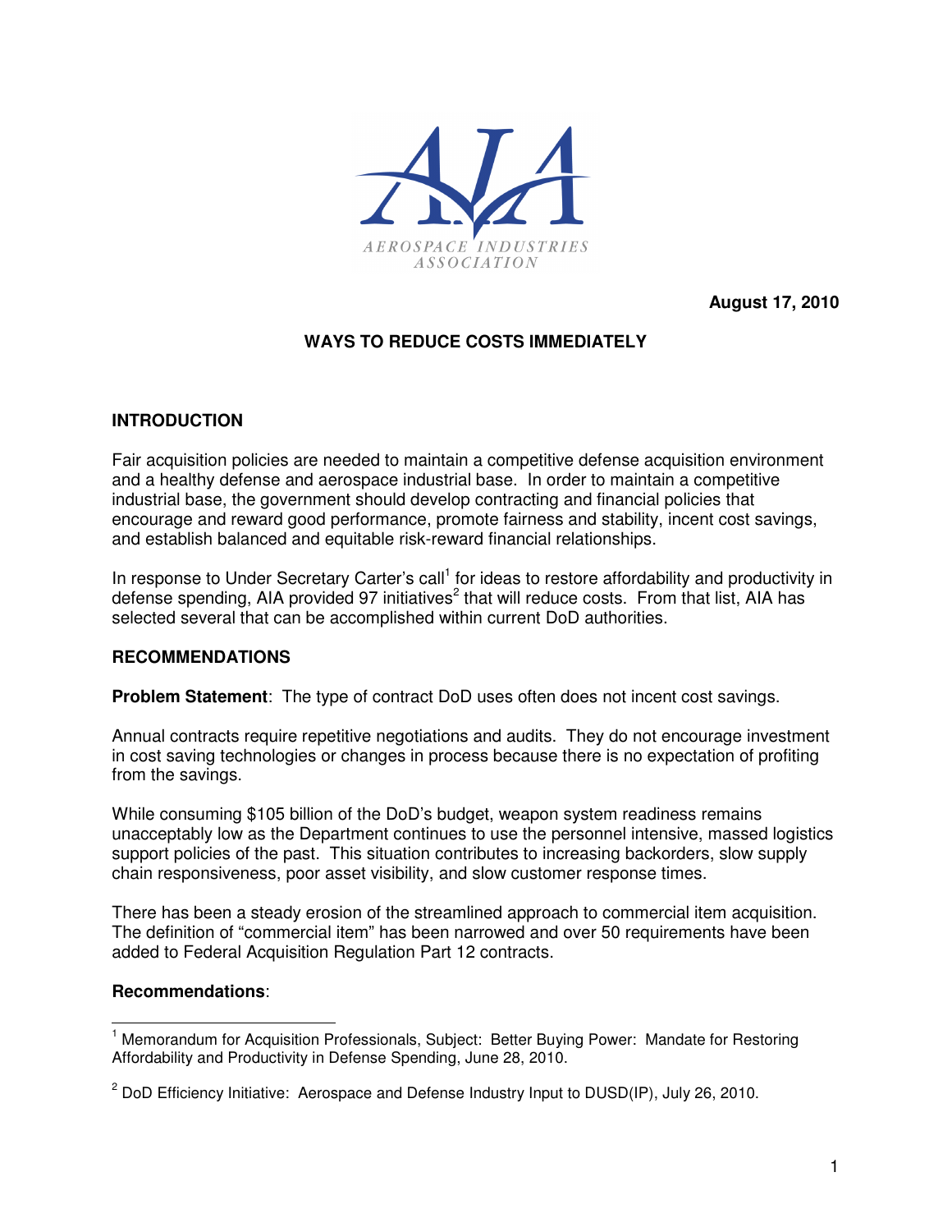AEROSPACE INDUSTRIES ASSOCIATION

**August 17, 2010**

## WAYS TO REDUCE COSTS IMMEDIATELY

### INTRODUCTION

Fair acquisition policies are needed to maintain a competitive defense acquisition environment and a healthy defense and aerospace industrial base. In order to maintain a competitive industrial base, the government should develop contracting and financial policies that encourage and reward good performance, promote fairness and stability, incent cost savings, and establish balanced and equitable risk-reward financial relationships.

In response to Under Secretary Carter's call[1] for ideas to restore affordability and productivity in defense spending, AIA provided 97 initiatives[2] that will reduce costs. From that list, AIA has selected several that can be accomplished within current DoD authorities.

### RECOMMENDATIONS

**Problem Statement**: The type of contract DoD uses often does not incent cost savings.

Annual contracts require repetitive negotiations and audits. They do not encourage investment in cost saving technologies or changes in process because there is no expectation of profiting from the savings.

While consuming $105 billion of the DoD's budget, weapon system readiness remains unacceptably low as the Department continues to use the personnel intensive, massed logistics support policies of the past. This situation contributes to increasing backorders, slow supply chain responsiveness, poor asset visibility, and slow customer response times.

There has been a steady erosion of the streamlined approach to commercial item acquisition. The definition of "commercial item" has been narrowed and over 50 requirements have been added to Federal Acquisition Regulation Part 12 contracts.

**Recommendations**:

---

[1] Memorandum for Acquisition Professionals, Subject: Better Buying Power: Mandate for Restoring Affordability and Productivity in Defense Spending, June 28, 2010.

[2] DoD Efficiency Initiative: Aerospace and Defense Industry Input to DUSD(IP), July 26, 2010.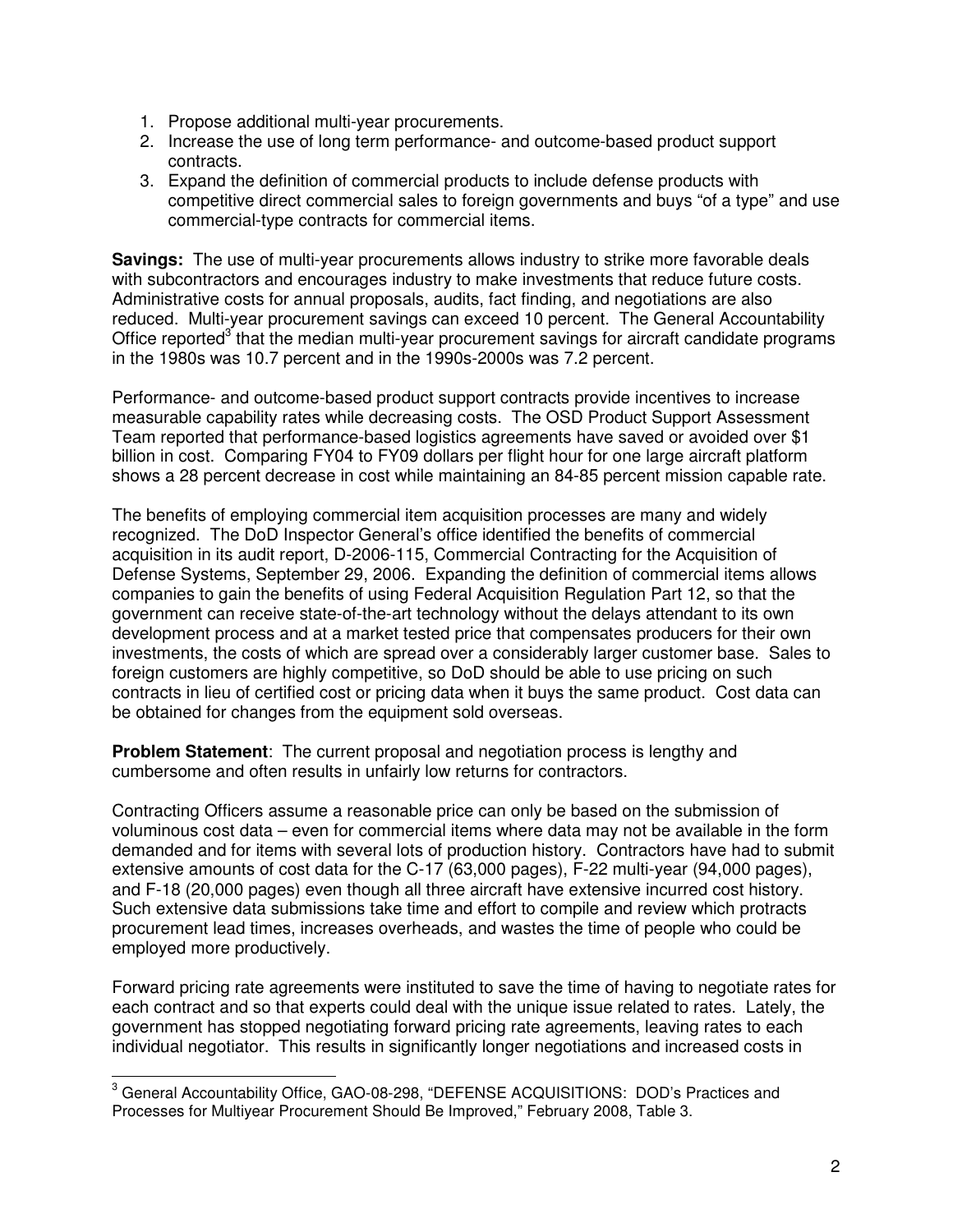1. Propose additional multi-year procurements.
2. Increase the use of long term performance- and outcome-based product support contracts.
3. Expand the definition of commercial products to include defense products with competitive direct commercial sales to foreign governments and buys "of a type" and use commercial-type contracts for commercial items.

**Savings:** The use of multi-year procurements allows industry to strike more favorable deals with subcontractors and encourages industry to make investments that reduce future costs. Administrative costs for annual proposals, audits, fact finding, and negotiations are also reduced. Multi-year procurement savings can exceed 10 percent. The General Accountability Office reported[3] that the median multi-year procurement savings for aircraft candidate programs in the 1980s was 10.7 percent and in the 1990s-2000s was 7.2 percent.

Performance- and outcome-based product support contracts provide incentives to increase measurable capability rates while decreasing costs. The OSD Product Support Assessment Team reported that performance-based logistics agreements have saved or avoided over $1 billion in cost. Comparing FY04 to FY09 dollars per flight hour for one large aircraft platform shows a 28 percent decrease in cost while maintaining an 84-85 percent mission capable rate.

The benefits of employing commercial item acquisition processes are many and widely recognized. The DoD Inspector General's office identified the benefits of commercial acquisition in its audit report, D-2006-115, Commercial Contracting for the Acquisition of Defense Systems, September 29, 2006. Expanding the definition of commercial items allows companies to gain the benefits of using Federal Acquisition Regulation Part 12, so that the government can receive state-of-the-art technology without the delays attendant to its own development process and at a market tested price that compensates producers for their own investments, the costs of which are spread over a considerably larger customer base. Sales to foreign customers are highly competitive, so DoD should be able to use pricing on such contracts in lieu of certified cost or pricing data when it buys the same product. Cost data can be obtained for changes from the equipment sold overseas.

**Problem Statement**: The current proposal and negotiation process is lengthy and cumbersome and often results in unfairly low returns for contractors.

Contracting Officers assume a reasonable price can only be based on the submission of voluminous cost data – even for commercial items where data may not be available in the form demanded and for items with several lots of production history. Contractors have had to submit extensive amounts of cost data for the C-17 (63,000 pages), F-22 multi-year (94,000 pages), and F-18 (20,000 pages) even though all three aircraft have extensive incurred cost history. Such extensive data submissions take time and effort to compile and review which protracts procurement lead times, increases overheads, and wastes the time of people who could be employed more productively.

Forward pricing rate agreements were instituted to save the time of having to negotiate rates for each contract and so that experts could deal with the unique issue related to rates. Lately, the government has stopped negotiating forward pricing rate agreements, leaving rates to each individual negotiator. This results in significantly longer negotiations and increased costs in

[3] General Accountability Office, GAO-08-298, "DEFENSE ACQUISITIONS: DOD's Practices and Processes for Multiyear Procurement Should Be Improved," February 2008, Table 3.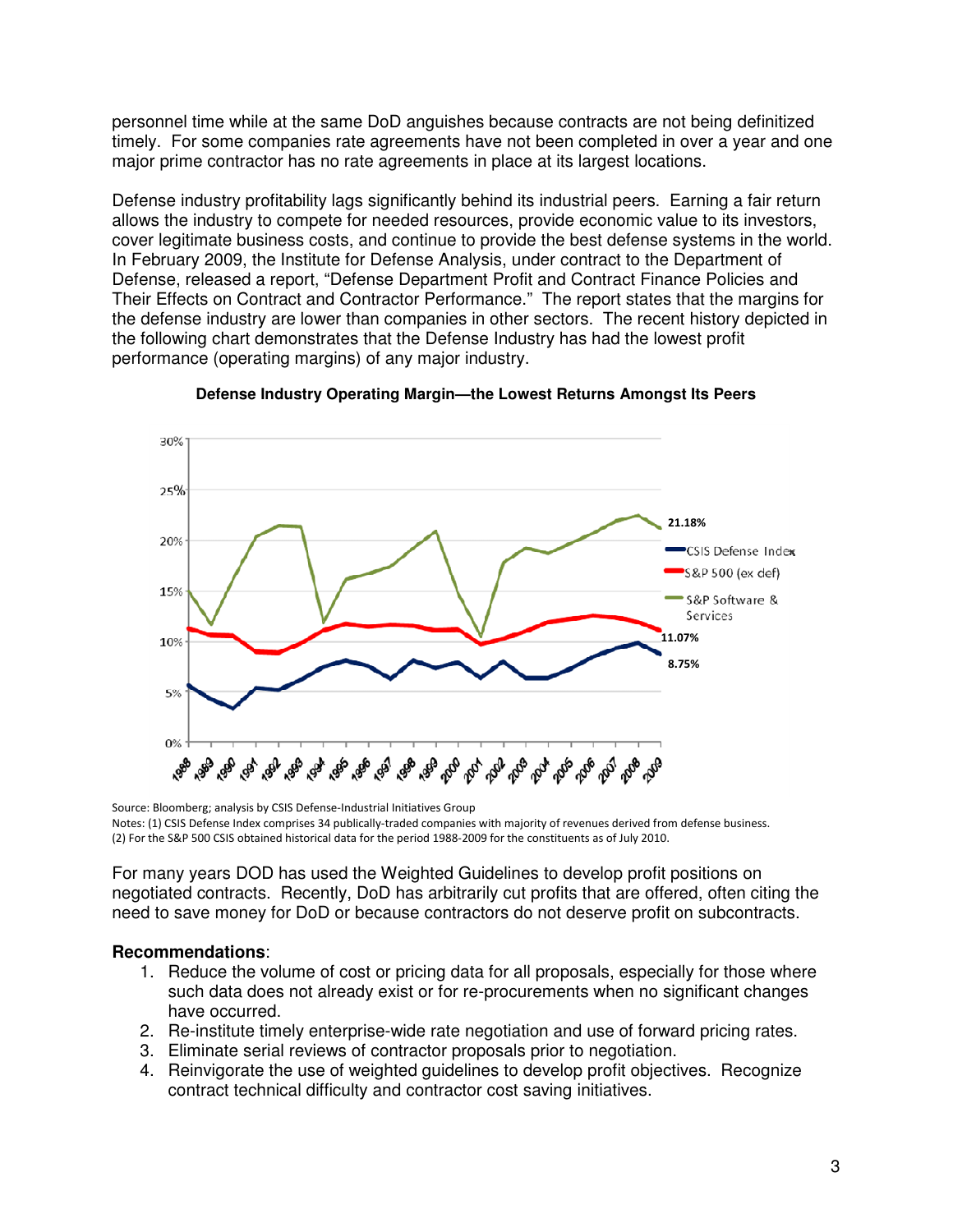personnel time while at the same DoD anguishes because contracts are not being definitized timely. For some companies rate agreements have not been completed in over a year and one major prime contractor has no rate agreements in place at its largest locations.

Defense industry profitability lags significantly behind its industrial peers. Earning a fair return allows the industry to compete for needed resources, provide economic value to its investors, cover legitimate business costs, and continue to provide the best defense systems in the world. In February 2009, the Institute for Defense Analysis, under contract to the Department of Defense, released a report, "Defense Department Profit and Contract Finance Policies and Their Effects on Contract and Contractor Performance." The report states that the margins for the defense industry are lower than companies in other sectors. The recent history depicted in the following chart demonstrates that the Defense Industry has had the lowest profit performance (operating margins) of any major industry.

**Defense Industry Operating Margin—the Lowest Returns Amongst Its Peers**

Source: Bloomberg; analysis by CSIS Defense-Industrial Initiatives Group
Notes: (1) CSIS Defense Index comprises 34 publically-traded companies with majority of revenues derived from defense business.
(2) For the S&P 500 CSIS obtained historical data for the period 1988-2009 for the constituents as of July 2010.

For many years DOD has used the Weighted Guidelines to develop profit positions on negotiated contracts. Recently, DoD has arbitrarily cut profits that are offered, often citing the need to save money for DoD or because contractors do not deserve profit on subcontracts.

**Recommendations**:

1. Reduce the volume of cost or pricing data for all proposals, especially for those where such data does not already exist or for re-procurements when no significant changes have occurred.
2. Re-institute timely enterprise-wide rate negotiation and use of forward pricing rates.
3. Eliminate serial reviews of contractor proposals prior to negotiation.
4. Reinvigorate the use of weighted guidelines to develop profit objectives. Recognize contract technical difficulty and contractor cost saving initiatives.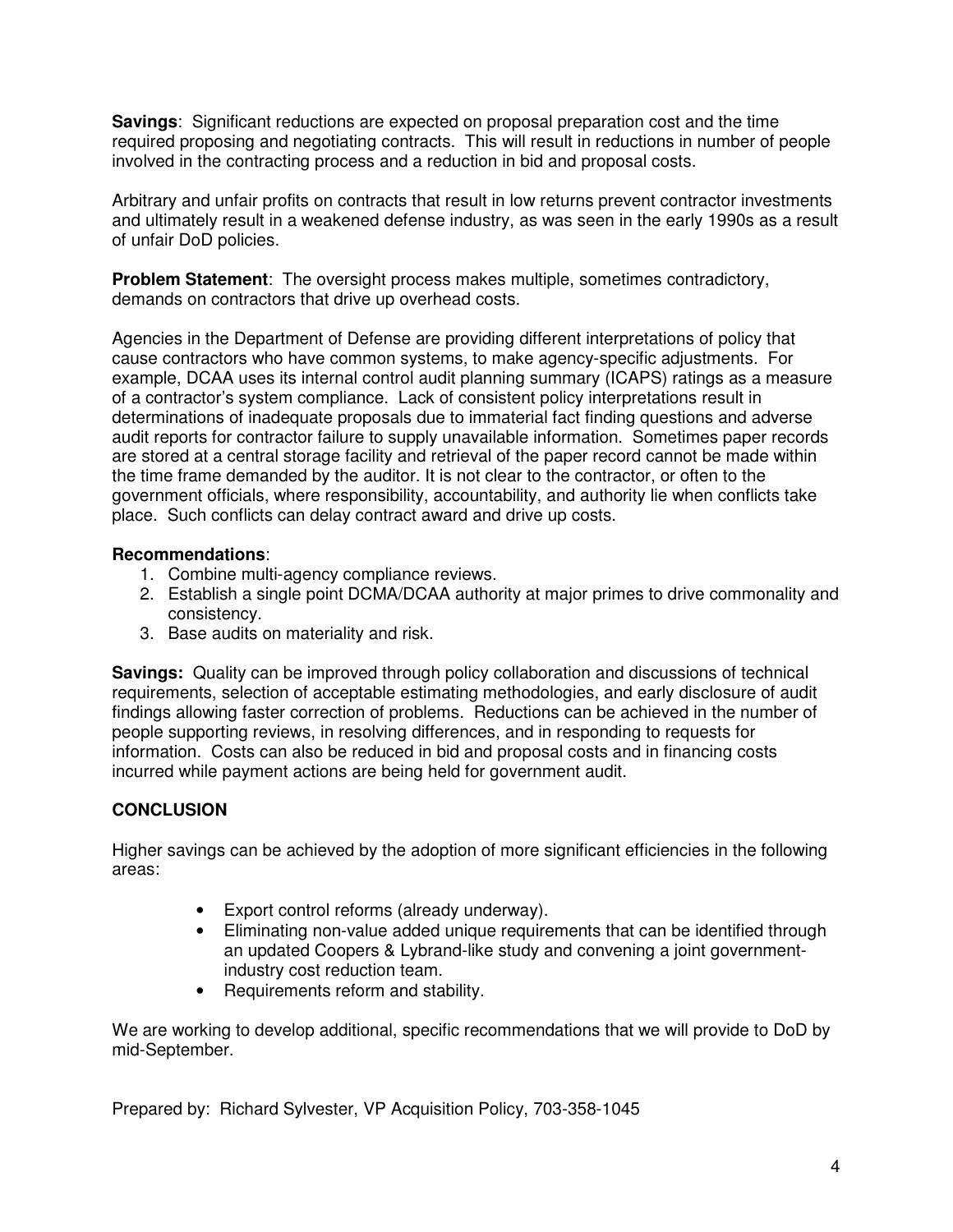**Savings**: Significant reductions are expected on proposal preparation cost and the time required proposing and negotiating contracts. This will result in reductions in number of people involved in the contracting process and a reduction in bid and proposal costs.

Arbitrary and unfair profits on contracts that result in low returns prevent contractor investments and ultimately result in a weakened defense industry, as was seen in the early 1990s as a result of unfair DoD policies.

**Problem Statement**: The oversight process makes multiple, sometimes contradictory, demands on contractors that drive up overhead costs.

Agencies in the Department of Defense are providing different interpretations of policy that cause contractors who have common systems, to make agency-specific adjustments. For example, DCAA uses its internal control audit planning summary (ICAPS) ratings as a measure of a contractor's system compliance. Lack of consistent policy interpretations result in determinations of inadequate proposals due to immaterial fact finding questions and adverse audit reports for contractor failure to supply unavailable information. Sometimes paper records are stored at a central storage facility and retrieval of the paper record cannot be made within the time frame demanded by the auditor. It is not clear to the contractor, or often to the government officials, where responsibility, accountability, and authority lie when conflicts take place. Such conflicts can delay contract award and drive up costs.

**Recommendations**:

1. Combine multi-agency compliance reviews.
2. Establish a single point DCMA/DCAA authority at major primes to drive commonality and consistency.
3. Base audits on materiality and risk.

**Savings:** Quality can be improved through policy collaboration and discussions of technical requirements, selection of acceptable estimating methodologies, and early disclosure of audit findings allowing faster correction of problems. Reductions can be achieved in the number of people supporting reviews, in resolving differences, and in responding to requests for information. Costs can also be reduced in bid and proposal costs and in financing costs incurred while payment actions are being held for government audit.

**CONCLUSION**

Higher savings can be achieved by the adoption of more significant efficiencies in the following areas:

- Export control reforms (already underway).
- Eliminating non-value added unique requirements that can be identified through an updated Coopers & Lybrand-like study and convening a joint government-industry cost reduction team.
- Requirements reform and stability.

We are working to develop additional, specific recommendations that we will provide to DoD by mid-September.

Prepared by: Richard Sylvester, VP Acquisition Policy, 703-358-1045